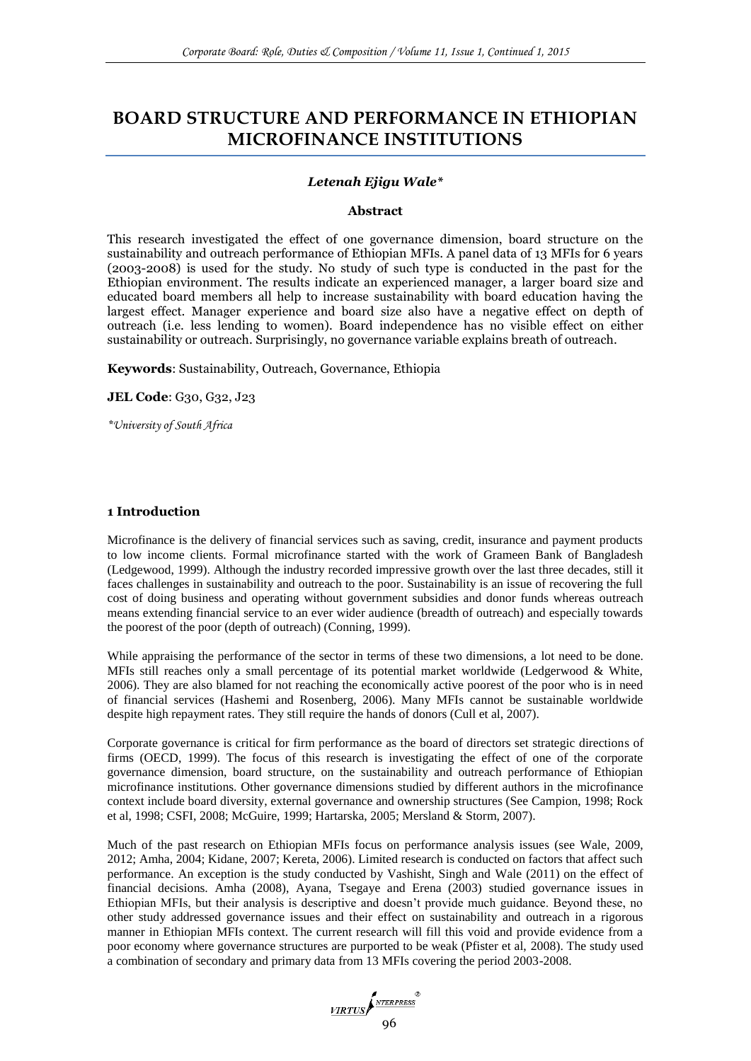# BOARD STRUCTURE AND PERFORMANCE IN ETHIOPIAN MICROFINANCE INSTITUTIONS

***Letenah Ejigu Wale****

**Abstract**

This research investigated the effect of one governance dimension, board structure on the sustainability and outreach performance of Ethiopian MFIs. A panel data of 13 MFIs for 6 years (2003-2008) is used for the study. No study of such type is conducted in the past for the Ethiopian environment. The results indicate an experienced manager, a larger board size and educated board members all help to increase sustainability with board education having the largest effect. Manager experience and board size also have a negative effect on depth of outreach (i.e. less lending to women). Board independence has no visible effect on either sustainability or outreach. Surprisingly, no governance variable explains breath of outreach.

**Keywords**: Sustainability, Outreach, Governance, Ethiopia

**JEL Code**: G30, G32, J23

*\*University of South Africa*

## 1 Introduction

Microfinance is the delivery of financial services such as saving, credit, insurance and payment products to low income clients. Formal microfinance started with the work of Grameen Bank of Bangladesh (Ledgewood, 1999). Although the industry recorded impressive growth over the last three decades, still it faces challenges in sustainability and outreach to the poor. Sustainability is an issue of recovering the full cost of doing business and operating without government subsidies and donor funds whereas outreach means extending financial service to an ever wider audience (breadth of outreach) and especially towards the poorest of the poor (depth of outreach) (Conning, 1999).

While appraising the performance of the sector in terms of these two dimensions, a lot need to be done. MFIs still reaches only a small percentage of its potential market worldwide (Ledgerwood & White, 2006). They are also blamed for not reaching the economically active poorest of the poor who is in need of financial services (Hashemi and Rosenberg, 2006). Many MFIs cannot be sustainable worldwide despite high repayment rates. They still require the hands of donors (Cull et al, 2007).

Corporate governance is critical for firm performance as the board of directors set strategic directions of firms (OECD, 1999). The focus of this research is investigating the effect of one of the corporate governance dimension, board structure, on the sustainability and outreach performance of Ethiopian microfinance institutions. Other governance dimensions studied by different authors in the microfinance context include board diversity, external governance and ownership structures (See Campion, 1998; Rock et al, 1998; CSFI, 2008; McGuire, 1999; Hartarska, 2005; Mersland & Storm, 2007).

Much of the past research on Ethiopian MFIs focus on performance analysis issues (see Wale, 2009, 2012; Amha, 2004; Kidane, 2007; Kereta, 2006). Limited research is conducted on factors that affect such performance. An exception is the study conducted by Vashisht, Singh and Wale (2011) on the effect of financial decisions. Amha (2008), Ayana, Tsegaye and Erena (2003) studied governance issues in Ethiopian MFIs, but their analysis is descriptive and doesn't provide much guidance. Beyond these, no other study addressed governance issues and their effect on sustainability and outreach in a rigorous manner in Ethiopian MFIs context. The current research will fill this void and provide evidence from a poor economy where governance structures are purported to be weak (Pfister et al, 2008). The study used a combination of secondary and primary data from 13 MFIs covering the period 2003-2008.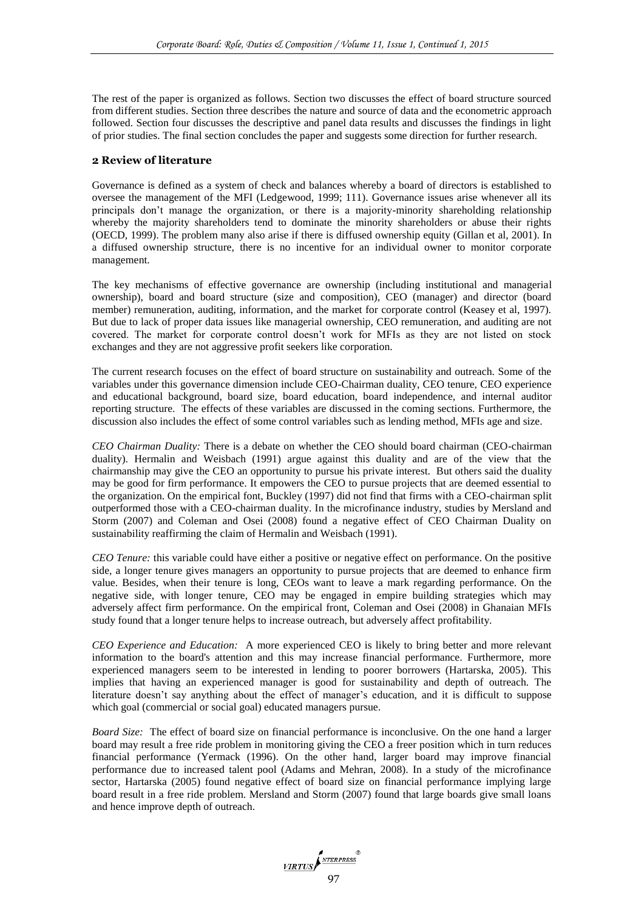The rest of the paper is organized as follows. Section two discusses the effect of board structure sourced from different studies. Section three describes the nature and source of data and the econometric approach followed. Section four discusses the descriptive and panel data results and discusses the findings in light of prior studies. The final section concludes the paper and suggests some direction for further research.

## 2 Review of literature

Governance is defined as a system of check and balances whereby a board of directors is established to oversee the management of the MFI (Ledgewood, 1999; 111). Governance issues arise whenever all its principals don't manage the organization, or there is a majority-minority shareholding relationship whereby the majority shareholders tend to dominate the minority shareholders or abuse their rights (OECD, 1999). The problem many also arise if there is diffused ownership equity (Gillan et al, 2001). In a diffused ownership structure, there is no incentive for an individual owner to monitor corporate management.

The key mechanisms of effective governance are ownership (including institutional and managerial ownership), board and board structure (size and composition), CEO (manager) and director (board member) remuneration, auditing, information, and the market for corporate control (Keasey et al, 1997). But due to lack of proper data issues like managerial ownership, CEO remuneration, and auditing are not covered. The market for corporate control doesn't work for MFIs as they are not listed on stock exchanges and they are not aggressive profit seekers like corporation.

The current research focuses on the effect of board structure on sustainability and outreach. Some of the variables under this governance dimension include CEO-Chairman duality, CEO tenure, CEO experience and educational background, board size, board education, board independence, and internal auditor reporting structure. The effects of these variables are discussed in the coming sections. Furthermore, the discussion also includes the effect of some control variables such as lending method, MFIs age and size.

*CEO Chairman Duality:* There is a debate on whether the CEO should board chairman (CEO-chairman duality). Hermalin and Weisbach (1991) argue against this duality and are of the view that the chairmanship may give the CEO an opportunity to pursue his private interest. But others said the duality may be good for firm performance. It empowers the CEO to pursue projects that are deemed essential to the organization. On the empirical font, Buckley (1997) did not find that firms with a CEO-chairman split outperformed those with a CEO-chairman duality. In the microfinance industry, studies by Mersland and Storm (2007) and Coleman and Osei (2008) found a negative effect of CEO Chairman Duality on sustainability reaffirming the claim of Hermalin and Weisbach (1991).

*CEO Tenure:* this variable could have either a positive or negative effect on performance. On the positive side, a longer tenure gives managers an opportunity to pursue projects that are deemed to enhance firm value. Besides, when their tenure is long, CEOs want to leave a mark regarding performance. On the negative side, with longer tenure, CEO may be engaged in empire building strategies which may adversely affect firm performance. On the empirical front, Coleman and Osei (2008) in Ghanaian MFIs study found that a longer tenure helps to increase outreach, but adversely affect profitability.

*CEO Experience and Education:* A more experienced CEO is likely to bring better and more relevant information to the board's attention and this may increase financial performance. Furthermore, more experienced managers seem to be interested in lending to poorer borrowers (Hartarska, 2005). This implies that having an experienced manager is good for sustainability and depth of outreach. The literature doesn't say anything about the effect of manager's education, and it is difficult to suppose which goal (commercial or social goal) educated managers pursue.

*Board Size:* The effect of board size on financial performance is inconclusive. On the one hand a larger board may result a free ride problem in monitoring giving the CEO a freer position which in turn reduces financial performance (Yermack (1996). On the other hand, larger board may improve financial performance due to increased talent pool (Adams and Mehran, 2008). In a study of the microfinance sector, Hartarska (2005) found negative effect of board size on financial performance implying large board result in a free ride problem. Mersland and Storm (2007) found that large boards give small loans and hence improve depth of outreach.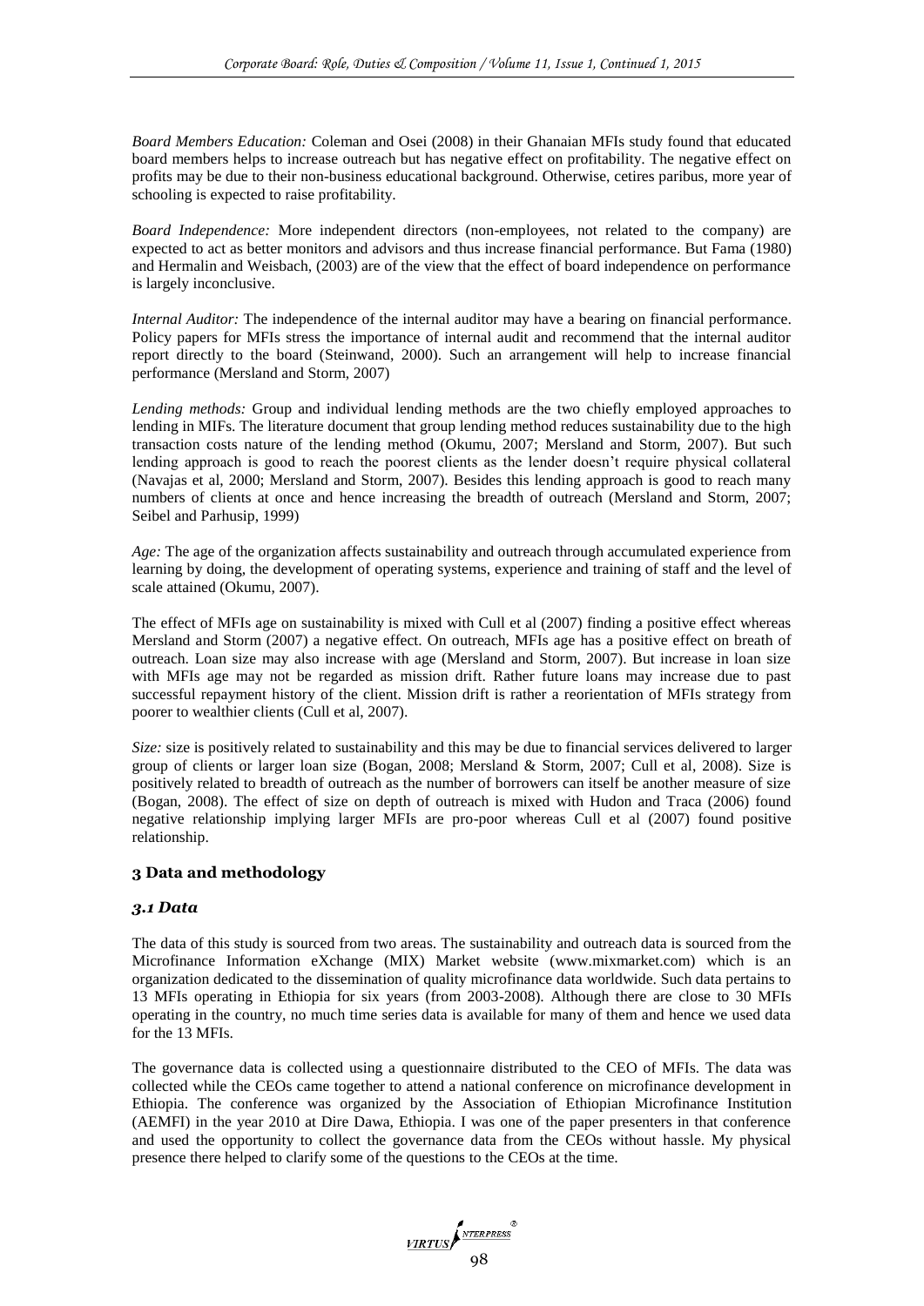*Board Members Education:* Coleman and Osei (2008) in their Ghanaian MFIs study found that educated board members helps to increase outreach but has negative effect on profitability. The negative effect on profits may be due to their non-business educational background. Otherwise, cetires paribus, more year of schooling is expected to raise profitability.

*Board Independence:* More independent directors (non-employees, not related to the company) are expected to act as better monitors and advisors and thus increase financial performance. But Fama (1980) and Hermalin and Weisbach, (2003) are of the view that the effect of board independence on performance is largely inconclusive.

*Internal Auditor:* The independence of the internal auditor may have a bearing on financial performance. Policy papers for MFIs stress the importance of internal audit and recommend that the internal auditor report directly to the board (Steinwand, 2000). Such an arrangement will help to increase financial performance (Mersland and Storm, 2007)

*Lending methods:* Group and individual lending methods are the two chiefly employed approaches to lending in MIFs. The literature document that group lending method reduces sustainability due to the high transaction costs nature of the lending method (Okumu, 2007; Mersland and Storm, 2007). But such lending approach is good to reach the poorest clients as the lender doesn't require physical collateral (Navajas et al, 2000; Mersland and Storm, 2007). Besides this lending approach is good to reach many numbers of clients at once and hence increasing the breadth of outreach (Mersland and Storm, 2007; Seibel and Parhusip, 1999)

*Age:* The age of the organization affects sustainability and outreach through accumulated experience from learning by doing, the development of operating systems, experience and training of staff and the level of scale attained (Okumu, 2007).

The effect of MFIs age on sustainability is mixed with Cull et al (2007) finding a positive effect whereas Mersland and Storm (2007) a negative effect. On outreach, MFIs age has a positive effect on breath of outreach. Loan size may also increase with age (Mersland and Storm, 2007). But increase in loan size with MFIs age may not be regarded as mission drift. Rather future loans may increase due to past successful repayment history of the client. Mission drift is rather a reorientation of MFIs strategy from poorer to wealthier clients (Cull et al, 2007).

*Size:* size is positively related to sustainability and this may be due to financial services delivered to larger group of clients or larger loan size (Bogan, 2008; Mersland & Storm, 2007; Cull et al, 2008). Size is positively related to breadth of outreach as the number of borrowers can itself be another measure of size (Bogan, 2008). The effect of size on depth of outreach is mixed with Hudon and Traca (2006) found negative relationship implying larger MFIs are pro-poor whereas Cull et al (2007) found positive relationship.

## 3 Data and methodology

### *3.1 Data*

The data of this study is sourced from two areas. The sustainability and outreach data is sourced from the Microfinance Information eXchange (MIX) Market website (www.mixmarket.com) which is an organization dedicated to the dissemination of quality microfinance data worldwide. Such data pertains to 13 MFIs operating in Ethiopia for six years (from 2003-2008). Although there are close to 30 MFIs operating in the country, no much time series data is available for many of them and hence we used data for the 13 MFIs.

The governance data is collected using a questionnaire distributed to the CEO of MFIs. The data was collected while the CEOs came together to attend a national conference on microfinance development in Ethiopia. The conference was organized by the Association of Ethiopian Microfinance Institution (AEMFI) in the year 2010 at Dire Dawa, Ethiopia. I was one of the paper presenters in that conference and used the opportunity to collect the governance data from the CEOs without hassle. My physical presence there helped to clarify some of the questions to the CEOs at the time.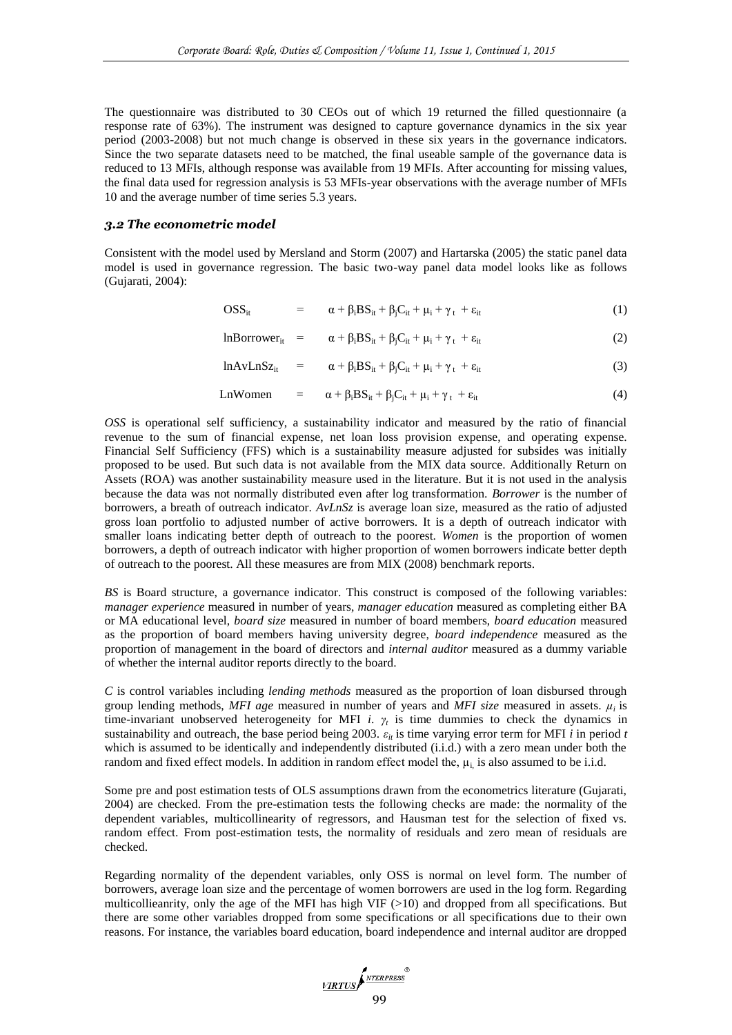The questionnaire was distributed to 30 CEOs out of which 19 returned the filled questionnaire (a response rate of 63%). The instrument was designed to capture governance dynamics in the six year period (2003-2008) but not much change is observed in these six years in the governance indicators. Since the two separate datasets need to be matched, the final useable sample of the governance data is reduced to 13 MFIs, although response was available from 19 MFIs. After accounting for missing values, the final data used for regression analysis is 53 MFIs-year observations with the average number of MFIs 10 and the average number of time series 5.3 years.

### *3.2 The econometric model*

Consistent with the model used by Mersland and Storm (2007) and Hartarska (2005) the static panel data model is used in governance regression. The basic two-way panel data model looks like as follows (Gujarati, 2004):

$$OSS_{it} = \alpha + \beta_i BS_{it} + \beta_j C_{it} + \mu_i + \gamma_t + \varepsilon_{it} \quad (1)$$

$$\ln Borrower_{it} = \alpha + \beta_i BS_{it} + \beta_j C_{it} + \mu_i + \gamma_t + \varepsilon_{it} \quad (2)$$

$$\ln AvLnSz_{it} = \alpha + \beta_i BS_{it} + \beta_j C_{it} + \mu_i + \gamma_t + \varepsilon_{it} \quad (3)$$

$$LnWomen = \alpha + \beta_i BS_{it} + \beta_j C_{it} + \mu_i + \gamma_t + \varepsilon_{it} \quad (4)$$

*OSS* is operational self sufficiency, a sustainability indicator and measured by the ratio of financial revenue to the sum of financial expense, net loan loss provision expense, and operating expense. Financial Self Sufficiency (FFS) which is a sustainability measure adjusted for subsides was initially proposed to be used. But such data is not available from the MIX data source. Additionally Return on Assets (ROA) was another sustainability measure used in the literature. But it is not used in the analysis because the data was not normally distributed even after log transformation. *Borrower* is the number of borrowers, a breath of outreach indicator. *AvLnSz* is average loan size, measured as the ratio of adjusted gross loan portfolio to adjusted number of active borrowers. It is a depth of outreach indicator with smaller loans indicating better depth of outreach to the poorest. *Women* is the proportion of women borrowers, a depth of outreach indicator with higher proportion of women borrowers indicate better depth of outreach to the poorest. All these measures are from MIX (2008) benchmark reports.

*BS* is Board structure, a governance indicator. This construct is composed of the following variables: *manager experience* measured in number of years, *manager education* measured as completing either BA or MA educational level, *board size* measured in number of board members, *board education* measured as the proportion of board members having university degree, *board independence* measured as the proportion of management in the board of directors and *internal auditor* measured as a dummy variable of whether the internal auditor reports directly to the board.

*C* is control variables including *lending methods* measured as the proportion of loan disbursed through group lending methods, *MFI age* measured in number of years and *MFI size* measured in assets. $\mu_i$ is time-invariant unobserved heterogeneity for MFI $i$. $\gamma_t$ is time dummies to check the dynamics in sustainability and outreach, the base period being 2003. $\varepsilon_{it}$ is time varying error term for MFI $i$ in period $t$ which is assumed to be identically and independently distributed (i.i.d.) with a zero mean under both the random and fixed effect models. In addition in random effect model the, $\mu_i$ is also assumed to be i.i.d.

Some pre and post estimation tests of OLS assumptions drawn from the econometrics literature (Gujarati, 2004) are checked. From the pre-estimation tests the following checks are made: the normality of the dependent variables, multicollinearity of regressors, and Hausman test for the selection of fixed vs. random effect. From post-estimation tests, the normality of residuals and zero mean of residuals are checked.

Regarding normality of the dependent variables, only OSS is normal on level form. The number of borrowers, average loan size and the percentage of women borrowers are used in the log form. Regarding multicollieanrity, only the age of the MFI has high VIF (>10) and dropped from all specifications. But there are some other variables dropped from some specifications or all specifications due to their own reasons. For instance, the variables board education, board independence and internal auditor are dropped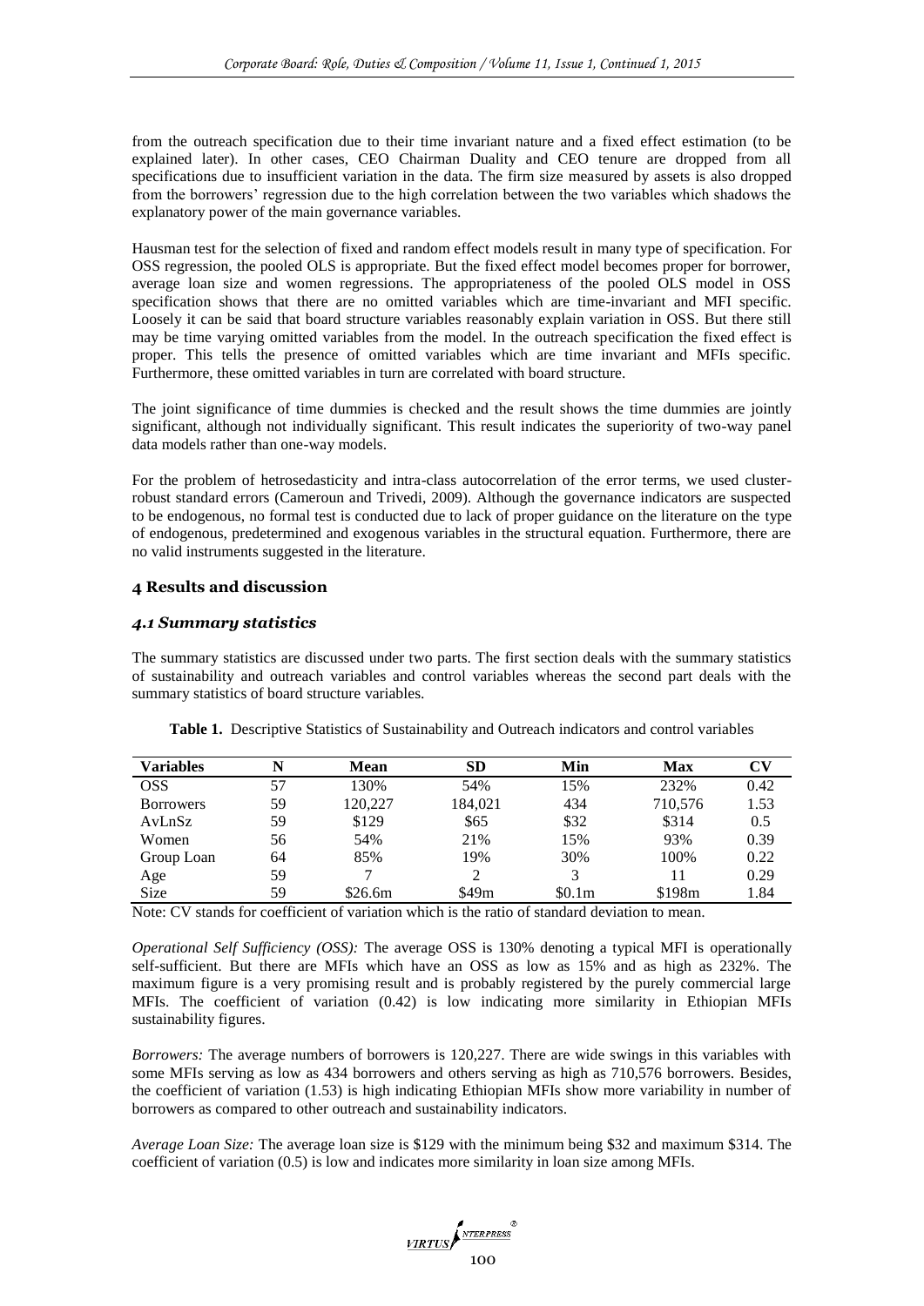from the outreach specification due to their time invariant nature and a fixed effect estimation (to be explained later). In other cases, CEO Chairman Duality and CEO tenure are dropped from all specifications due to insufficient variation in the data. The firm size measured by assets is also dropped from the borrowers' regression due to the high correlation between the two variables which shadows the explanatory power of the main governance variables.

Hausman test for the selection of fixed and random effect models result in many type of specification. For OSS regression, the pooled OLS is appropriate. But the fixed effect model becomes proper for borrower, average loan size and women regressions. The appropriateness of the pooled OLS model in OSS specification shows that there are no omitted variables which are time-invariant and MFI specific. Loosely it can be said that board structure variables reasonably explain variation in OSS. But there still may be time varying omitted variables from the model. In the outreach specification the fixed effect is proper. This tells the presence of omitted variables which are time invariant and MFIs specific. Furthermore, these omitted variables in turn are correlated with board structure.

The joint significance of time dummies is checked and the result shows the time dummies are jointly significant, although not individually significant. This result indicates the superiority of two-way panel data models rather than one-way models.

For the problem of hetrosedasticity and intra-class autocorrelation of the error terms, we used cluster-robust standard errors (Cameroun and Trivedi, 2009). Although the governance indicators are suspected to be endogenous, no formal test is conducted due to lack of proper guidance on the literature on the type of endogenous, predetermined and exogenous variables in the structural equation. Furthermore, there are no valid instruments suggested in the literature.

## 4 Results and discussion

### *4.1 Summary statistics*

The summary statistics are discussed under two parts. The first section deals with the summary statistics of sustainability and outreach variables and control variables whereas the second part deals with the summary statistics of board structure variables.

**Table 1.** Descriptive Statistics of Sustainability and Outreach indicators and control variables

| Variables | N | Mean | SD | Min | Max | CV |
|---|---|---|---|---|---|---|
| OSS | 57 | 130% | 54% | 15% | 232% | 0.42 |
| Borrowers | 59 | 120,227 | 184,021 | 434 | 710,576 | 1.53 |
| AvLnSz | 59 | $129 | $65 | $32 | $314 | 0.5 |
| Women | 56 | 54% | 21% | 15% | 93% | 0.39 |
| Group Loan | 64 | 85% | 19% | 30% | 100% | 0.22 |
| Age | 59 | 7 | 2 | 3 | 11 | 0.29 |
| Size | 59 | $26.6m | $49m | $0.1m | $198m | 1.84 |

Note: CV stands for coefficient of variation which is the ratio of standard deviation to mean.

*Operational Self Sufficiency (OSS):* The average OSS is 130% denoting a typical MFI is operationally self-sufficient. But there are MFIs which have an OSS as low as 15% and as high as 232%. The maximum figure is a very promising result and is probably registered by the purely commercial large MFIs. The coefficient of variation (0.42) is low indicating more similarity in Ethiopian MFIs sustainability figures.

*Borrowers:* The average numbers of borrowers is 120,227. There are wide swings in this variables with some MFIs serving as low as 434 borrowers and others serving as high as 710,576 borrowers. Besides, the coefficient of variation (1.53) is high indicating Ethiopian MFIs show more variability in number of borrowers as compared to other outreach and sustainability indicators.

*Average Loan Size:* The average loan size is $129 with the minimum being $32 and maximum $314. The coefficient of variation (0.5) is low and indicates more similarity in loan size among MFIs.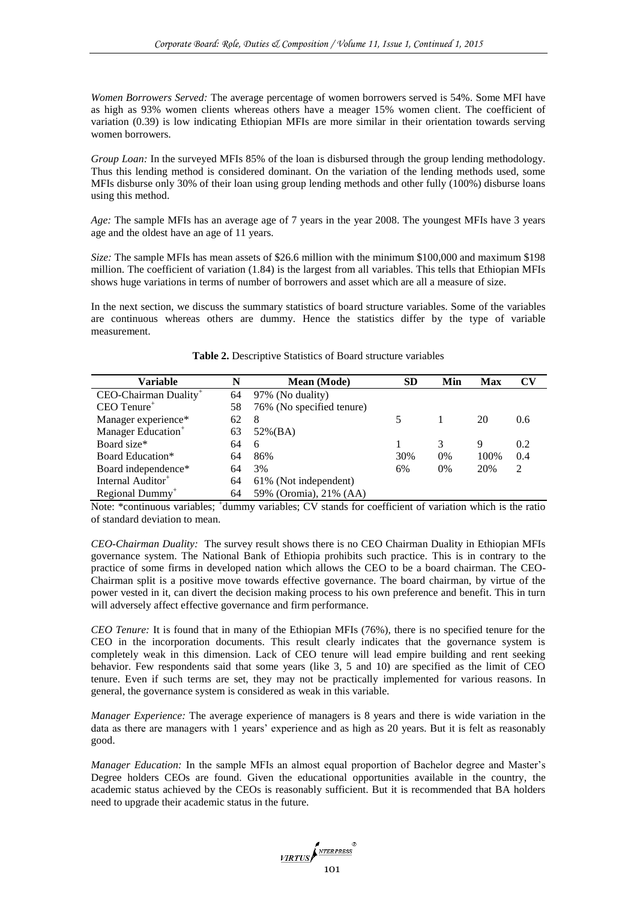*Women Borrowers Served:* The average percentage of women borrowers served is 54%. Some MFI have as high as 93% women clients whereas others have a meager 15% women client. The coefficient of variation (0.39) is low indicating Ethiopian MFIs are more similar in their orientation towards serving women borrowers.

*Group Loan:* In the surveyed MFIs 85% of the loan is disbursed through the group lending methodology. Thus this lending method is considered dominant. On the variation of the lending methods used, some MFIs disburse only 30% of their loan using group lending methods and other fully (100%) disburse loans using this method.

*Age:* The sample MFIs has an average age of 7 years in the year 2008. The youngest MFIs have 3 years age and the oldest have an age of 11 years.

*Size:* The sample MFIs has mean assets of $26.6 million with the minimum $100,000 and maximum $198 million. The coefficient of variation (1.84) is the largest from all variables. This tells that Ethiopian MFIs shows huge variations in terms of number of borrowers and asset which are all a measure of size.

In the next section, we discuss the summary statistics of board structure variables. Some of the variables are continuous whereas others are dummy. Hence the statistics differ by the type of variable measurement.

**Table 2.** Descriptive Statistics of Board structure variables

| Variable | N | Mean (Mode) | SD | Min | Max | CV |
|---|---|---|---|---|---|---|
| CEO-Chairman Duality+ | 64 | 97% (No duality) | | | | |
| CEO Tenure+ | 58 | 76% (No specified tenure) | | | | |
| Manager experience* | 62 | 8 | 5 | 1 | 20 | 0.6 |
| Manager Education+ | 63 | 52%(BA) | | | | |
| Board size* | 64 | 6 | 1 | 3 | 9 | 0.2 |
| Board Education* | 64 | 86% | 30% | 0% | 100% | 0.4 |
| Board independence* | 64 | 3% | 6% | 0% | 20% | 2 |
| Internal Auditor+ | 64 | 61% (Not independent) | | | | |
| Regional Dummy+ | 64 | 59% (Oromia), 21% (AA) | | | | |

Note: *continuous variables; +dummy variables; CV stands for coefficient of variation which is the ratio of standard deviation to mean.

*CEO-Chairman Duality:* The survey result shows there is no CEO Chairman Duality in Ethiopian MFIs governance system. The National Bank of Ethiopia prohibits such practice. This is in contrary to the practice of some firms in developed nation which allows the CEO to be a board chairman. The CEO-Chairman split is a positive move towards effective governance. The board chairman, by virtue of the power vested in it, can divert the decision making process to his own preference and benefit. This in turn will adversely affect effective governance and firm performance.

*CEO Tenure:* It is found that in many of the Ethiopian MFIs (76%), there is no specified tenure for the CEO in the incorporation documents. This result clearly indicates that the governance system is completely weak in this dimension. Lack of CEO tenure will lead empire building and rent seeking behavior. Few respondents said that some years (like 3, 5 and 10) are specified as the limit of CEO tenure. Even if such terms are set, they may not be practically implemented for various reasons. In general, the governance system is considered as weak in this variable.

*Manager Experience:* The average experience of managers is 8 years and there is wide variation in the data as there are managers with 1 years' experience and as high as 20 years. But it is felt as reasonably good.

*Manager Education:* In the sample MFIs an almost equal proportion of Bachelor degree and Master's Degree holders CEOs are found. Given the educational opportunities available in the country, the academic status achieved by the CEOs is reasonably sufficient. But it is recommended that BA holders need to upgrade their academic status in the future.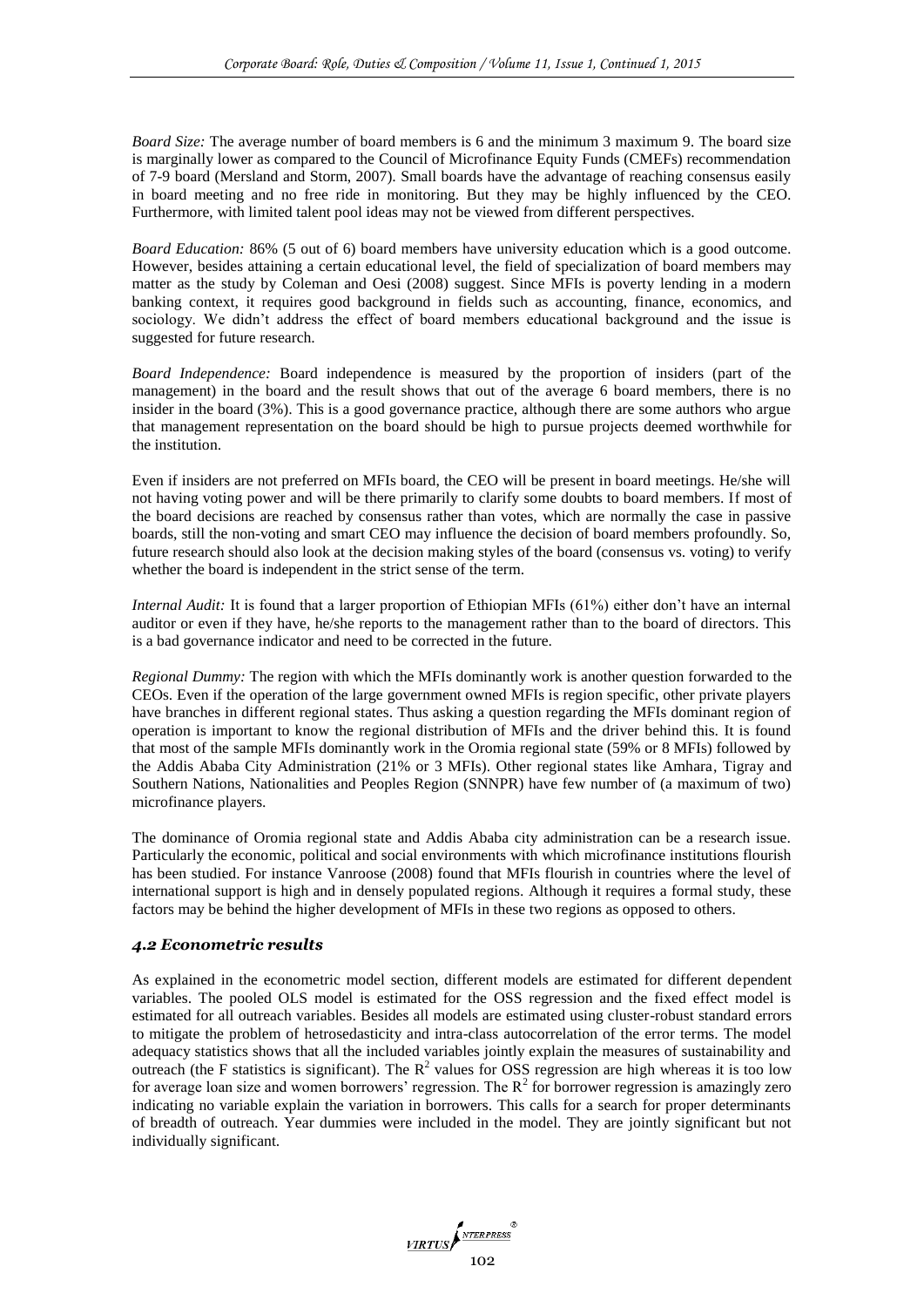*Board Size:* The average number of board members is 6 and the minimum 3 maximum 9. The board size is marginally lower as compared to the Council of Microfinance Equity Funds (CMEFs) recommendation of 7-9 board (Mersland and Storm, 2007). Small boards have the advantage of reaching consensus easily in board meeting and no free ride in monitoring. But they may be highly influenced by the CEO. Furthermore, with limited talent pool ideas may not be viewed from different perspectives.

*Board Education:* 86% (5 out of 6) board members have university education which is a good outcome. However, besides attaining a certain educational level, the field of specialization of board members may matter as the study by Coleman and Oesi (2008) suggest. Since MFIs is poverty lending in a modern banking context, it requires good background in fields such as accounting, finance, economics, and sociology. We didn't address the effect of board members educational background and the issue is suggested for future research.

*Board Independence:* Board independence is measured by the proportion of insiders (part of the management) in the board and the result shows that out of the average 6 board members, there is no insider in the board (3%). This is a good governance practice, although there are some authors who argue that management representation on the board should be high to pursue projects deemed worthwhile for the institution.

Even if insiders are not preferred on MFIs board, the CEO will be present in board meetings. He/she will not having voting power and will be there primarily to clarify some doubts to board members. If most of the board decisions are reached by consensus rather than votes, which are normally the case in passive boards, still the non-voting and smart CEO may influence the decision of board members profoundly. So, future research should also look at the decision making styles of the board (consensus vs. voting) to verify whether the board is independent in the strict sense of the term.

*Internal Audit:* It is found that a larger proportion of Ethiopian MFIs (61%) either don't have an internal auditor or even if they have, he/she reports to the management rather than to the board of directors. This is a bad governance indicator and need to be corrected in the future.

*Regional Dummy:* The region with which the MFIs dominantly work is another question forwarded to the CEOs. Even if the operation of the large government owned MFIs is region specific, other private players have branches in different regional states. Thus asking a question regarding the MFIs dominant region of operation is important to know the regional distribution of MFIs and the driver behind this. It is found that most of the sample MFIs dominantly work in the Oromia regional state (59% or 8 MFIs) followed by the Addis Ababa City Administration (21% or 3 MFIs). Other regional states like Amhara, Tigray and Southern Nations, Nationalities and Peoples Region (SNNPR) have few number of (a maximum of two) microfinance players.

The dominance of Oromia regional state and Addis Ababa city administration can be a research issue. Particularly the economic, political and social environments with which microfinance institutions flourish has been studied. For instance Vanroose (2008) found that MFIs flourish in countries where the level of international support is high and in densely populated regions. Although it requires a formal study, these factors may be behind the higher development of MFIs in these two regions as opposed to others.

### *4.2 Econometric results*

As explained in the econometric model section, different models are estimated for different dependent variables. The pooled OLS model is estimated for the OSS regression and the fixed effect model is estimated for all outreach variables. Besides all models are estimated using cluster-robust standard errors to mitigate the problem of hetrosedasticity and intra-class autocorrelation of the error terms. The model adequacy statistics shows that all the included variables jointly explain the measures of sustainability and outreach (the F statistics is significant). The $R^2$ values for OSS regression are high whereas it is too low for average loan size and women borrowers' regression. The $R^2$ for borrower regression is amazingly zero indicating no variable explain the variation in borrowers. This calls for a search for proper determinants of breadth of outreach. Year dummies were included in the model. They are jointly significant but not individually significant.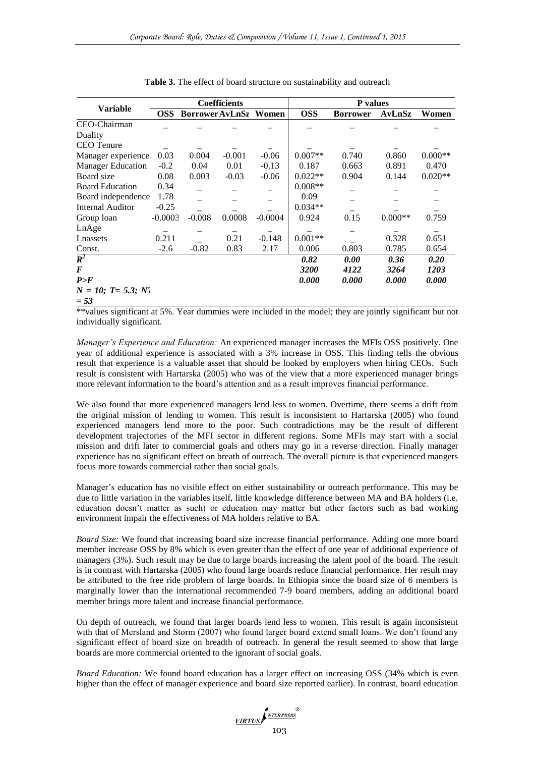**Table 3.** The effect of board structure on sustainability and outreach

| Variable | Coefficients | | | | P values | | | |
|---|---|---|---|---|---|---|---|---|
| | OSS | Borrower | AvLnSz | Women | OSS | Borrower | AvLnSz | Women |
| CEO-Chairman Duality | _ | _ | _ | _ | _ | _ | _ | _ |
| CEO Tenure | _ | _ | _ | _ | _ | _ | _ | _ |
| Manager experience | 0.03 | 0.004 | -0.001 | -0.06 | 0.007** | 0.740 | 0.860 | 0.000** |
| Manager Education | -0.2 | 0.04 | 0.01 | -0.13 | 0.187 | 0.663 | 0.891 | 0.470 |
| Board size | 0.08 | 0.003 | -0.03 | -0.06 | 0.022** | 0.904 | 0.144 | 0.020** |
| Board Education | 0.34 | _ | _ | _ | 0.008** | _ | _ | _ |
| Board independence | 1.78 | _ | _ | _ | 0.09 | _ | _ | _ |
| Internal Auditor | -0.25 | _ | _ | _ | 0.034** | _ | _ | _ |
| Group loan | -0.0003 | -0.008 | 0.0008 | -0.0004 | 0.924 | 0.15 | 0.000** | 0.759 |
| LnAge | _ | _ | _ | _ | _ | _ | _ | _ |
| Lnassets | 0.211 | _ | 0.21 | -0.148 | 0.001** | _ | 0.328 | 0.651 |
| Const. | -2.6 | -0.82 | 0.83 | 2.17 | 0.006 | 0.803 | 0.785 | 0.654 |
| $R^2$ | | | | | ***0.82*** | ***0.00*** | ***0.36*** | ***0.20*** |
| *F* | | | | | ***3200*** | ***4122*** | ***3264*** | ***1203*** |
| *P>F* | | | | | ***0.000*** | ***0.000*** | ***0.000*** | ***0.000*** |
| *N = 10; T= 5.3; NT = 53* | | | | | | | | |

**values significant at 5%. Year dummies were included in the model; they are jointly significant but not individually significant.

*Manager's Experience and Education:* An experienced manager increases the MFIs OSS positively. One year of additional experience is associated with a 3% increase in OSS. This finding tells the obvious result that experience is a valuable asset that should be looked by employers when hiring CEOs. Such result is consistent with Hartarska (2005) who was of the view that a more experienced manager brings more relevant information to the board's attention and as a result improves financial performance.

We also found that more experienced managers lend less to women. Overtime, there seems a drift from the original mission of lending to women. This result is inconsistent to Hartarska (2005) who found experienced managers lend more to the poor. Such contradictions may be the result of different development trajectories of the MFI sector in different regions. Some MFIs may start with a social mission and drift later to commercial goals and others may go in a reverse direction. Finally manager experience has no significant effect on breath of outreach. The overall picture is that experienced mangers focus more towards commercial rather than social goals.

Manager's education has no visible effect on either sustainability or outreach performance. This may be due to little variation in the variables itself, little knowledge difference between MA and BA holders (i.e. education doesn't matter as such) or education may matter but other factors such as bad working environment impair the effectiveness of MA holders relative to BA.

*Board Size:* We found that increasing board size increase financial performance. Adding one more board member increase OSS by 8% which is even greater than the effect of one year of additional experience of managers (3%). Such result may be due to large boards increasing the talent pool of the board. The result is in contrast with Hartarska (2005) who found large boards reduce financial performance. Her result may be attributed to the free ride problem of large boards. In Ethiopia since the board size of 6 members is marginally lower than the international recommended 7-9 board members, adding an additional board member brings more talent and increase financial performance.

On depth of outreach, we found that larger boards lend less to women. This result is again inconsistent with that of Mersland and Storm (2007) who found larger board extend small loans. We don't found any significant effect of board size on breadth of outreach. In general the result seemed to show that large boards are more commercial oriented to the ignorant of social goals.

*Board Education:* We found board education has a larger effect on increasing OSS (34% which is even higher than the effect of manager experience and board size reported earlier). In contrast, board education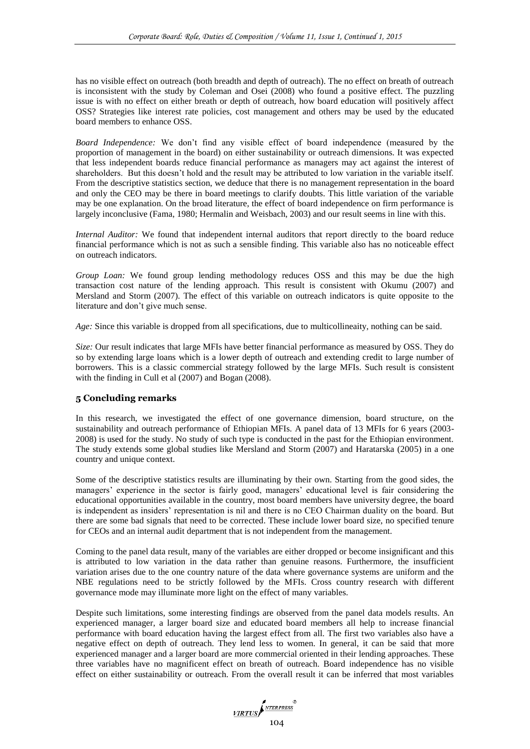has no visible effect on outreach (both breadth and depth of outreach). The no effect on breath of outreach is inconsistent with the study by Coleman and Osei (2008) who found a positive effect. The puzzling issue is with no effect on either breath or depth of outreach, how board education will positively affect OSS? Strategies like interest rate policies, cost management and others may be used by the educated board members to enhance OSS.

*Board Independence:* We don't find any visible effect of board independence (measured by the proportion of management in the board) on either sustainability or outreach dimensions. It was expected that less independent boards reduce financial performance as managers may act against the interest of shareholders. But this doesn't hold and the result may be attributed to low variation in the variable itself. From the descriptive statistics section, we deduce that there is no management representation in the board and only the CEO may be there in board meetings to clarify doubts. This little variation of the variable may be one explanation. On the broad literature, the effect of board independence on firm performance is largely inconclusive (Fama, 1980; Hermalin and Weisbach, 2003) and our result seems in line with this.

*Internal Auditor:* We found that independent internal auditors that report directly to the board reduce financial performance which is not as such a sensible finding. This variable also has no noticeable effect on outreach indicators.

*Group Loan:* We found group lending methodology reduces OSS and this may be due the high transaction cost nature of the lending approach. This result is consistent with Okumu (2007) and Mersland and Storm (2007). The effect of this variable on outreach indicators is quite opposite to the literature and don't give much sense.

*Age:* Since this variable is dropped from all specifications, due to multicollineaity, nothing can be said.

*Size:* Our result indicates that large MFIs have better financial performance as measured by OSS. They do so by extending large loans which is a lower depth of outreach and extending credit to large number of borrowers. This is a classic commercial strategy followed by the large MFIs. Such result is consistent with the finding in Cull et al (2007) and Bogan (2008).

## 5 Concluding remarks

In this research, we investigated the effect of one governance dimension, board structure, on the sustainability and outreach performance of Ethiopian MFIs. A panel data of 13 MFIs for 6 years (2003-2008) is used for the study. No study of such type is conducted in the past for the Ethiopian environment. The study extends some global studies like Mersland and Storm (2007) and Haratarska (2005) in a one country and unique context.

Some of the descriptive statistics results are illuminating by their own. Starting from the good sides, the managers' experience in the sector is fairly good, managers' educational level is fair considering the educational opportunities available in the country, most board members have university degree, the board is independent as insiders' representation is nil and there is no CEO Chairman duality on the board. But there are some bad signals that need to be corrected. These include lower board size, no specified tenure for CEOs and an internal audit department that is not independent from the management.

Coming to the panel data result, many of the variables are either dropped or become insignificant and this is attributed to low variation in the data rather than genuine reasons. Furthermore, the insufficient variation arises due to the one country nature of the data where governance systems are uniform and the NBE regulations need to be strictly followed by the MFIs. Cross country research with different governance mode may illuminate more light on the effect of many variables.

Despite such limitations, some interesting findings are observed from the panel data models results. An experienced manager, a larger board size and educated board members all help to increase financial performance with board education having the largest effect from all. The first two variables also have a negative effect on depth of outreach. They lend less to women. In general, it can be said that more experienced manager and a larger board are more commercial oriented in their lending approaches. These three variables have no magnificent effect on breath of outreach. Board independence has no visible effect on either sustainability or outreach. From the overall result it can be inferred that most variables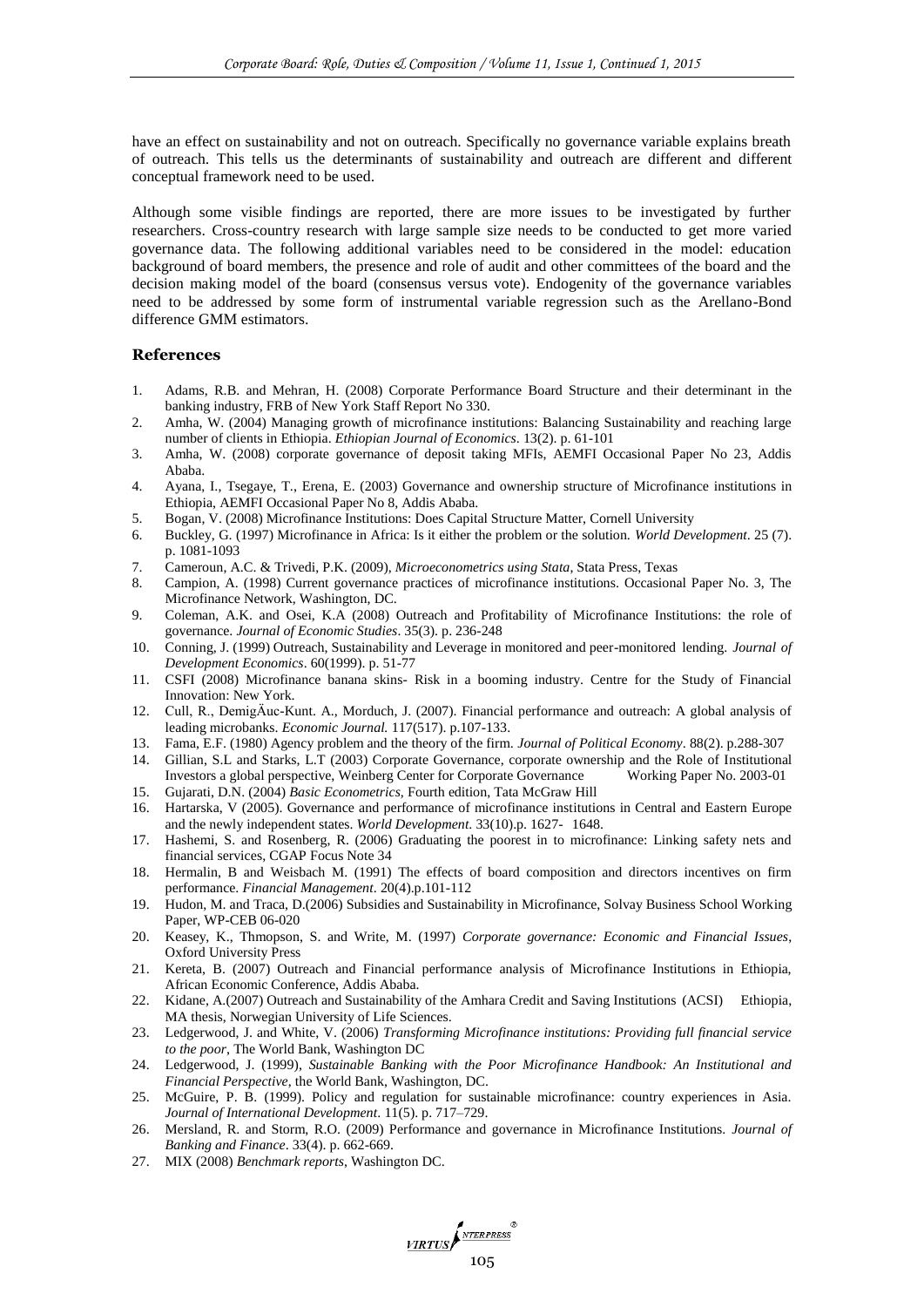have an effect on sustainability and not on outreach. Specifically no governance variable explains breath of outreach. This tells us the determinants of sustainability and outreach are different and different conceptual framework need to be used.

Although some visible findings are reported, there are more issues to be investigated by further researchers. Cross-country research with large sample size needs to be conducted to get more varied governance data. The following additional variables need to be considered in the model: education background of board members, the presence and role of audit and other committees of the board and the decision making model of the board (consensus versus vote). Endogenity of the governance variables need to be addressed by some form of instrumental variable regression such as the Arellano-Bond difference GMM estimators.

## References

1. Adams, R.B. and Mehran, H. (2008) Corporate Performance Board Structure and their determinant in the banking industry, FRB of New York Staff Report No 330.
2. Amha, W. (2004) Managing growth of microfinance institutions: Balancing Sustainability and reaching large number of clients in Ethiopia. *Ethiopian Journal of Economics*. 13(2). p. 61-101
3. Amha, W. (2008) corporate governance of deposit taking MFIs, AEMFI Occasional Paper No 23, Addis Ababa.
4. Ayana, I., Tsegaye, T., Erena, E. (2003) Governance and ownership structure of Microfinance institutions in Ethiopia, AEMFI Occasional Paper No 8, Addis Ababa.
5. Bogan, V. (2008) Microfinance Institutions: Does Capital Structure Matter, Cornell University
6. Buckley, G. (1997) Microfinance in Africa: Is it either the problem or the solution. *World Development*. 25 (7). p. 1081-1093
7. Cameroun, A.C. & Trivedi, P.K. (2009), *Microeconometrics using Stata*, Stata Press, Texas
8. Campion, A. (1998) Current governance practices of microfinance institutions. Occasional Paper No. 3, The Microfinance Network, Washington, DC.
9. Coleman, A.K. and Osei, K.A (2008) Outreach and Profitability of Microfinance Institutions: the role of governance. *Journal of Economic Studies*. 35(3). p. 236-248
10. Conning, J. (1999) Outreach, Sustainability and Leverage in monitored and peer-monitored lending. *Journal of Development Economics*. 60(1999). p. 51-77
11. CSFI (2008) Microfinance banana skins- Risk in a booming industry. Centre for the Study of Financial Innovation: New York.
12. Cull, R., DemigÄuc-Kunt. A., Morduch, J. (2007). Financial performance and outreach: A global analysis of leading microbanks. *Economic Journal.* 117(517). p.107-133.
13. Fama, E.F. (1980) Agency problem and the theory of the firm. *Journal of Political Economy*. 88(2). p.288-307
14. Gillian, S.L and Starks, L.T (2003) Corporate Governance, corporate ownership and the Role of Institutional Investors a global perspective, Weinberg Center for Corporate Governance Working Paper No. 2003-01
15. Gujarati, D.N. (2004) *Basic Econometrics*, Fourth edition, Tata McGraw Hill
16. Hartarska, V (2005). Governance and performance of microfinance institutions in Central and Eastern Europe and the newly independent states. *World Development*. 33(10).p. 1627- 1648.
17. Hashemi, S. and Rosenberg, R. (2006) Graduating the poorest in to microfinance: Linking safety nets and financial services, CGAP Focus Note 34
18. Hermalin, B and Weisbach M. (1991) The effects of board composition and directors incentives on firm performance. *Financial Management*. 20(4).p.101-112
19. Hudon, M. and Traca, D.(2006) Subsidies and Sustainability in Microfinance, Solvay Business School Working Paper, WP-CEB 06-020
20. Keasey, K., Thmopson, S. and Write, M. (1997) *Corporate governance: Economic and Financial Issues*, Oxford University Press
21. Kereta, B. (2007) Outreach and Financial performance analysis of Microfinance Institutions in Ethiopia, African Economic Conference, Addis Ababa.
22. Kidane, A.(2007) Outreach and Sustainability of the Amhara Credit and Saving Institutions (ACSI) Ethiopia, MA thesis, Norwegian University of Life Sciences.
23. Ledgerwood, J. and White, V. (2006) *Transforming Microfinance institutions: Providing full financial service to the poor*, The World Bank, Washington DC
24. Ledgerwood, J. (1999), *Sustainable Banking with the Poor Microfinance Handbook: An Institutional and Financial Perspective*, the World Bank, Washington, DC.
25. McGuire, P. B. (1999). Policy and regulation for sustainable microfinance: country experiences in Asia. *Journal of International Development*. 11(5). p. 717–729.
26. Mersland, R. and Storm, R.O. (2009) Performance and governance in Microfinance Institutions. *Journal of Banking and Finance*. 33(4). p. 662-669.
27. MIX (2008) *Benchmark reports*, Washington DC.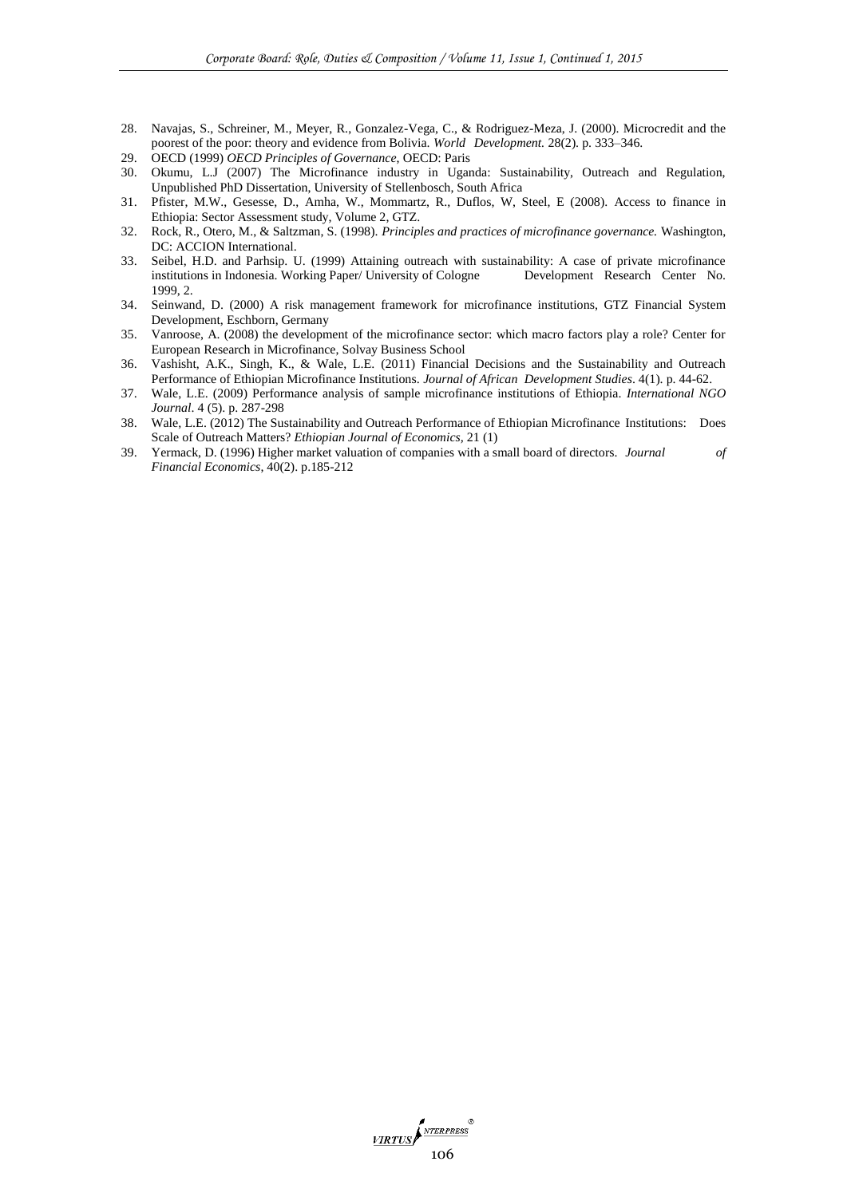28. Navajas, S., Schreiner, M., Meyer, R., Gonzalez-Vega, C., & Rodriguez-Meza, J. (2000). Microcredit and the poorest of the poor: theory and evidence from Bolivia. *World Development.* 28(2). p. 333–346.
29. OECD (1999) *OECD Principles of Governance*, OECD: Paris
30. Okumu, L.J (2007) The Microfinance industry in Uganda: Sustainability, Outreach and Regulation, Unpublished PhD Dissertation, University of Stellenbosch, South Africa
31. Pfister, M.W., Gesesse, D., Amha, W., Mommartz, R., Duflos, W, Steel, E (2008). Access to finance in Ethiopia: Sector Assessment study, Volume 2, GTZ.
32. Rock, R., Otero, M., & Saltzman, S. (1998). *Principles and practices of microfinance governance.* Washington, DC: ACCION International.
33. Seibel, H.D. and Parhsip. U. (1999) Attaining outreach with sustainability: A case of private microfinance institutions in Indonesia. Working Paper/ University of Cologne Development Research Center No. 1999, 2.
34. Seinwand, D. (2000) A risk management framework for microfinance institutions, GTZ Financial System Development, Eschborn, Germany
35. Vanroose, A. (2008) the development of the microfinance sector: which macro factors play a role? Center for European Research in Microfinance, Solvay Business School
36. Vashisht, A.K., Singh, K., & Wale, L.E. (2011) Financial Decisions and the Sustainability and Outreach Performance of Ethiopian Microfinance Institutions. *Journal of African Development Studies*. 4(1). p. 44-62.
37. Wale, L.E. (2009) Performance analysis of sample microfinance institutions of Ethiopia. *International NGO Journal*. 4 (5). p. 287-298
38. Wale, L.E. (2012) The Sustainability and Outreach Performance of Ethiopian Microfinance Institutions: Does Scale of Outreach Matters? *Ethiopian Journal of Economics*, 21 (1)
39. Yermack, D. (1996) Higher market valuation of companies with a small board of directors. *Journal of Financial Economics*, 40(2). p.185-212